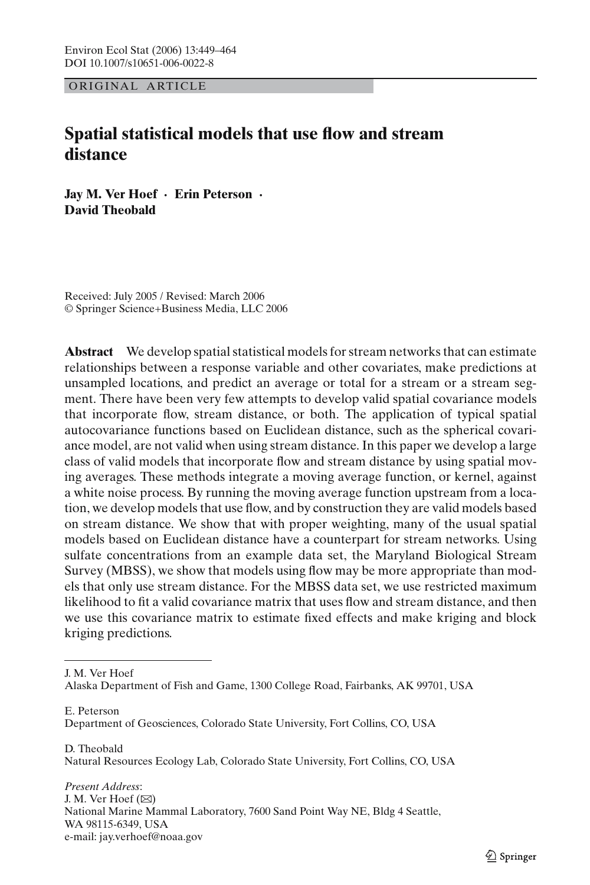ORIGINAL ARTICLE

# Spatial statistical models that use flow and stream distance

**Jay M. Ver Hoef · Erin Peterson · David Theobald**

Received: July 2005 / Revised: March 2006
© Springer Science+Business Media, LLC 2006

**Abstract** We develop spatial statistical models for stream networks that can estimate relationships between a response variable and other covariates, make predictions at unsampled locations, and predict an average or total for a stream or a stream segment. There have been very few attempts to develop valid spatial covariance models that incorporate flow, stream distance, or both. The application of typical spatial autocovariance functions based on Euclidean distance, such as the spherical covariance model, are not valid when using stream distance. In this paper we develop a large class of valid models that incorporate flow and stream distance by using spatial moving averages. These methods integrate a moving average function, or kernel, against a white noise process. By running the moving average function upstream from a location, we develop models that use flow, and by construction they are valid models based on stream distance. We show that with proper weighting, many of the usual spatial models based on Euclidean distance have a counterpart for stream networks. Using sulfate concentrations from an example data set, the Maryland Biological Stream Survey (MBSS), we show that models using flow may be more appropriate than models that only use stream distance. For the MBSS data set, we use restricted maximum likelihood to fit a valid covariance matrix that uses flow and stream distance, and then we use this covariance matrix to estimate fixed effects and make kriging and block kriging predictions.

---

J. M. Ver Hoef
Alaska Department of Fish and Game, 1300 College Road, Fairbanks, AK 99701, USA

E. Peterson
Department of Geosciences, Colorado State University, Fort Collins, CO, USA

D. Theobald
Natural Resources Ecology Lab, Colorado State University, Fort Collins, CO, USA

*Present Address*:
J. M. Ver Hoef (✉)
National Marine Mammal Laboratory, 7600 Sand Point Way NE, Bldg 4 Seattle, WA 98115-6349, USA
e-mail: jay.verhoef@noaa.gov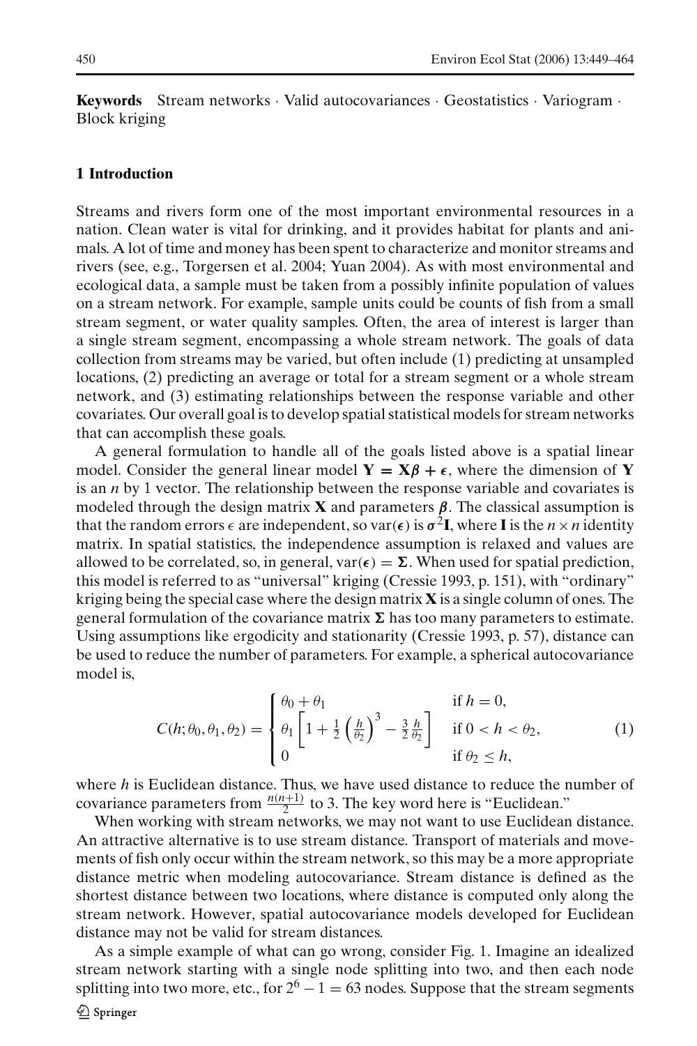**Keywords** Stream networks · Valid autocovariances · Geostatistics · Variogram · Block kriging

## 1 Introduction

Streams and rivers form one of the most important environmental resources in a nation. Clean water is vital for drinking, and it provides habitat for plants and animals. A lot of time and money has been spent to characterize and monitor streams and rivers (see, e.g., Torgersen et al. 2004; Yuan 2004). As with most environmental and ecological data, a sample must be taken from a possibly infinite population of values on a stream network. For example, sample units could be counts of fish from a small stream segment, or water quality samples. Often, the area of interest is larger than a single stream segment, encompassing a whole stream network. The goals of data collection from streams may be varied, but often include (1) predicting at unsampled locations, (2) predicting an average or total for a stream segment or a whole stream network, and (3) estimating relationships between the response variable and other covariates. Our overall goal is to develop spatial statistical models for stream networks that can accomplish these goals.

A general formulation to handle all of the goals listed above is a spatial linear model. Consider the general linear model $\mathbf{Y} = \mathbf{X}\boldsymbol{\beta} + \boldsymbol{\epsilon}$, where the dimension of $\mathbf{Y}$ is an $n$ by 1 vector. The relationship between the response variable and covariates is modeled through the design matrix $\mathbf{X}$ and parameters $\boldsymbol{\beta}$. The classical assumption is that the random errors $\epsilon$ are independent, so $\text{var}(\boldsymbol{\epsilon})$ is $\boldsymbol{\sigma}^2\mathbf{I}$, where $\mathbf{I}$ is the $n \times n$ identity matrix. In spatial statistics, the independence assumption is relaxed and values are allowed to be correlated, so, in general, $\text{var}(\boldsymbol{\epsilon}) = \boldsymbol{\Sigma}$. When used for spatial prediction, this model is referred to as "universal" kriging (Cressie 1993, p. 151), with "ordinary" kriging being the special case where the design matrix $\mathbf{X}$ is a single column of ones. The general formulation of the covariance matrix $\boldsymbol{\Sigma}$ has too many parameters to estimate. Using assumptions like ergodicity and stationarity (Cressie 1993, p. 57), distance can be used to reduce the number of parameters. For example, a spherical autocovariance model is,

$$C(h;\theta_0,\theta_1,\theta_2) = \begin{cases} \theta_0 + \theta_1 & \text{if } h = 0, \\ \theta_1 \left[ 1 + \frac{1}{2}\left(\frac{h}{\theta_2}\right)^3 - \frac{3}{2}\frac{h}{\theta_2} \right] & \text{if } 0 < h < \theta_2, \\ 0 & \text{if } \theta_2 \leq h, \end{cases} \tag{1}$$

where $h$ is Euclidean distance. Thus, we have used distance to reduce the number of covariance parameters from $\frac{n(n+1)}{2}$ to 3. The key word here is "Euclidean."

When working with stream networks, we may not want to use Euclidean distance. An attractive alternative is to use stream distance. Transport of materials and movements of fish only occur within the stream network, so this may be a more appropriate distance metric when modeling autocovariance. Stream distance is defined as the shortest distance between two locations, where distance is computed only along the stream network. However, spatial autocovariance models developed for Euclidean distance may not be valid for stream distances.

As a simple example of what can go wrong, consider Fig. 1. Imagine an idealized stream network starting with a single node splitting into two, and then each node splitting into two more, etc., for $2^6 - 1 = 63$ nodes. Suppose that the stream segments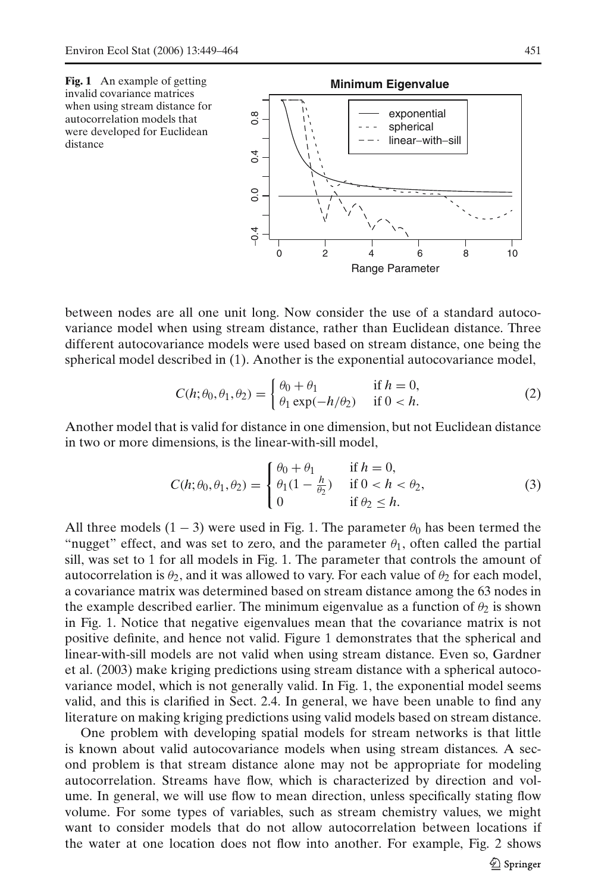**Fig. 1** An example of getting invalid covariance matrices when using stream distance for autocorrelation models that were developed for Euclidean distance

between nodes are all one unit long. Now consider the use of a standard autocovariance model when using stream distance, rather than Euclidean distance. Three different autocovariance models were used based on stream distance, one being the spherical model described in (1). Another is the exponential autocovariance model,

$$C(h;\theta_0,\theta_1,\theta_2) = \begin{cases} \theta_0 + \theta_1 & \text{if } h = 0, \\ \theta_1 \exp(-h/\theta_2) & \text{if } 0 < h. \end{cases} \tag{2}$$

Another model that is valid for distance in one dimension, but not Euclidean distance in two or more dimensions, is the linear-with-sill model,

$$C(h;\theta_0,\theta_1,\theta_2) = \begin{cases} \theta_0 + \theta_1 & \text{if } h = 0, \\ \theta_1(1 - \frac{h}{\theta_2}) & \text{if } 0 < h < \theta_2, \\ 0 & \text{if } \theta_2 \leq h. \end{cases} \tag{3}$$

All three models $(1-3)$ were used in Fig. 1. The parameter $\theta_0$ has been termed the "nugget" effect, and was set to zero, and the parameter $\theta_1$, often called the partial sill, was set to 1 for all models in Fig. 1. The parameter that controls the amount of autocorrelation is $\theta_2$, and it was allowed to vary. For each value of $\theta_2$ for each model, a covariance matrix was determined based on stream distance among the 63 nodes in the example described earlier. The minimum eigenvalue as a function of $\theta_2$ is shown in Fig. 1. Notice that negative eigenvalues mean that the covariance matrix is not positive definite, and hence not valid. Figure 1 demonstrates that the spherical and linear-with-sill models are not valid when using stream distance. Even so, Gardner et al. (2003) make kriging predictions using stream distance with a spherical autocovariance model, which is not generally valid. In Fig. 1, the exponential model seems valid, and this is clarified in Sect. 2.4. In general, we have been unable to find any literature on making kriging predictions using valid models based on stream distance.

One problem with developing spatial models for stream networks is that little is known about valid autocovariance models when using stream distances. A second problem is that stream distance alone may not be appropriate for modeling autocorrelation. Streams have flow, which is characterized by direction and volume. In general, we will use flow to mean direction, unless specifically stating flow volume. For some types of variables, such as stream chemistry values, we might want to consider models that do not allow autocorrelation between locations if the water at one location does not flow into another. For example, Fig. 2 shows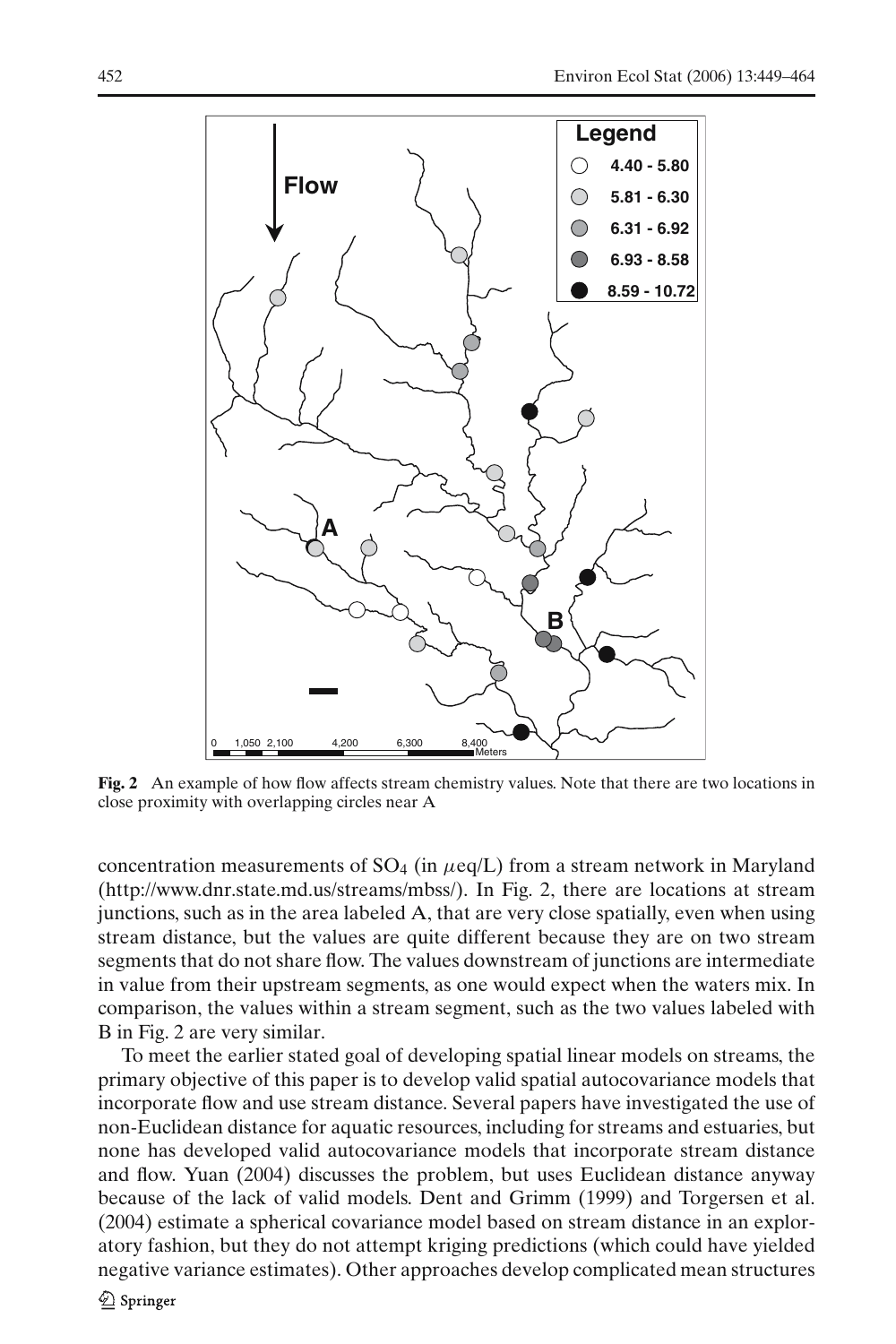**Fig. 2** An example of how flow affects stream chemistry values. Note that there are two locations in close proximity with overlapping circles near A

concentration measurements of $SO_4$ (in $\mu$eq/L) from a stream network in Maryland (http://www.dnr.state.md.us/streams/mbss/). In Fig. 2, there are locations at stream junctions, such as in the area labeled A, that are very close spatially, even when using stream distance, but the values are quite different because they are on two stream segments that do not share flow. The values downstream of junctions are intermediate in value from their upstream segments, as one would expect when the waters mix. In comparison, the values within a stream segment, such as the two values labeled with B in Fig. 2 are very similar.

To meet the earlier stated goal of developing spatial linear models on streams, the primary objective of this paper is to develop valid spatial autocovariance models that incorporate flow and use stream distance. Several papers have investigated the use of non-Euclidean distance for aquatic resources, including for streams and estuaries, but none has developed valid autocovariance models that incorporate stream distance and flow. Yuan (2004) discusses the problem, but uses Euclidean distance anyway because of the lack of valid models. Dent and Grimm (1999) and Torgersen et al. (2004) estimate a spherical covariance model based on stream distance in an exploratory fashion, but they do not attempt kriging predictions (which could have yielded negative variance estimates). Other approaches develop complicated mean structures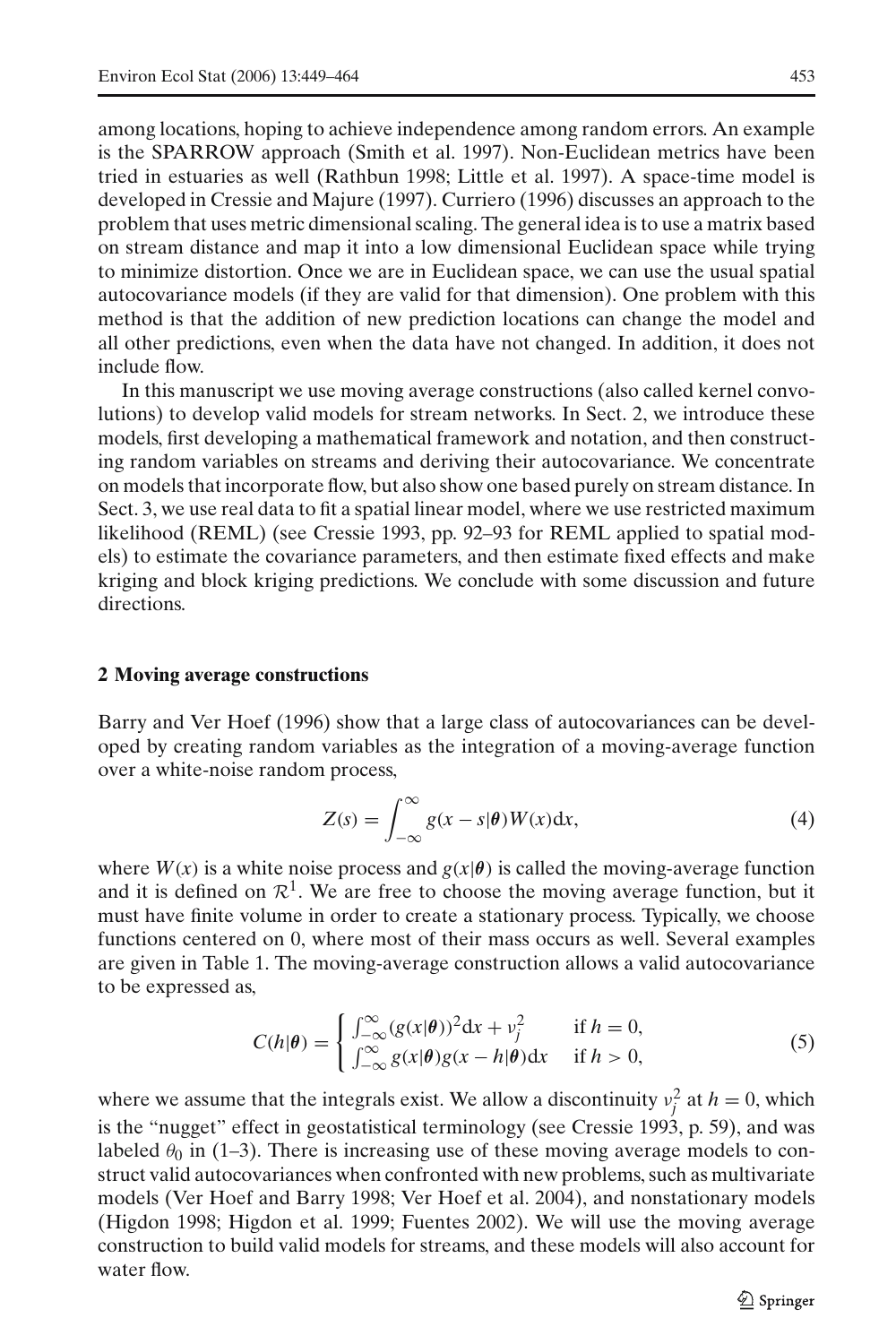among locations, hoping to achieve independence among random errors. An example is the SPARROW approach (Smith et al. 1997). Non-Euclidean metrics have been tried in estuaries as well (Rathbun 1998; Little et al. 1997). A space-time model is developed in Cressie and Majure (1997). Curriero (1996) discusses an approach to the problem that uses metric dimensional scaling. The general idea is to use a matrix based on stream distance and map it into a low dimensional Euclidean space while trying to minimize distortion. Once we are in Euclidean space, we can use the usual spatial autocovariance models (if they are valid for that dimension). One problem with this method is that the addition of new prediction locations can change the model and all other predictions, even when the data have not changed. In addition, it does not include flow.

In this manuscript we use moving average constructions (also called kernel convolutions) to develop valid models for stream networks. In Sect. 2, we introduce these models, first developing a mathematical framework and notation, and then constructing random variables on streams and deriving their autocovariance. We concentrate on models that incorporate flow, but also show one based purely on stream distance. In Sect. 3, we use real data to fit a spatial linear model, where we use restricted maximum likelihood (REML) (see Cressie 1993, pp. 92–93 for REML applied to spatial models) to estimate the covariance parameters, and then estimate fixed effects and make kriging and block kriging predictions. We conclude with some discussion and future directions.

## 2 Moving average constructions

Barry and Ver Hoef (1996) show that a large class of autocovariances can be developed by creating random variables as the integration of a moving-average function over a white-noise random process,

$$Z(s) = \int_{-\infty}^{\infty} g(x - s|\boldsymbol{\theta})W(x)\mathrm{d}x, \tag{4}$$

where $W(x)$ is a white noise process and $g(x|\boldsymbol{\theta})$ is called the moving-average function and it is defined on $\mathcal{R}^1$. We are free to choose the moving average function, but it must have finite volume in order to create a stationary process. Typically, we choose functions centered on 0, where most of their mass occurs as well. Several examples are given in Table 1. The moving-average construction allows a valid autocovariance to be expressed as,

$$C(h|\boldsymbol{\theta}) = \begin{cases} \int_{-\infty}^{\infty} (g(x|\boldsymbol{\theta}))^2 \mathrm{d}x + \nu_j^2 & \text{if } h = 0, \\ \int_{-\infty}^{\infty} g(x|\boldsymbol{\theta})g(x - h|\boldsymbol{\theta})\mathrm{d}x & \text{if } h > 0, \end{cases} \tag{5}$$

where we assume that the integrals exist. We allow a discontinuity $\nu_j^2$ at $h = 0$, which is the "nugget" effect in geostatistical terminology (see Cressie 1993, p. 59), and was labeled $\theta_0$ in (1–3). There is increasing use of these moving average models to construct valid autocovariances when confronted with new problems, such as multivariate models (Ver Hoef and Barry 1998; Ver Hoef et al. 2004), and nonstationary models (Higdon 1998; Higdon et al. 1999; Fuentes 2002). We will use the moving average construction to build valid models for streams, and these models will also account for water flow.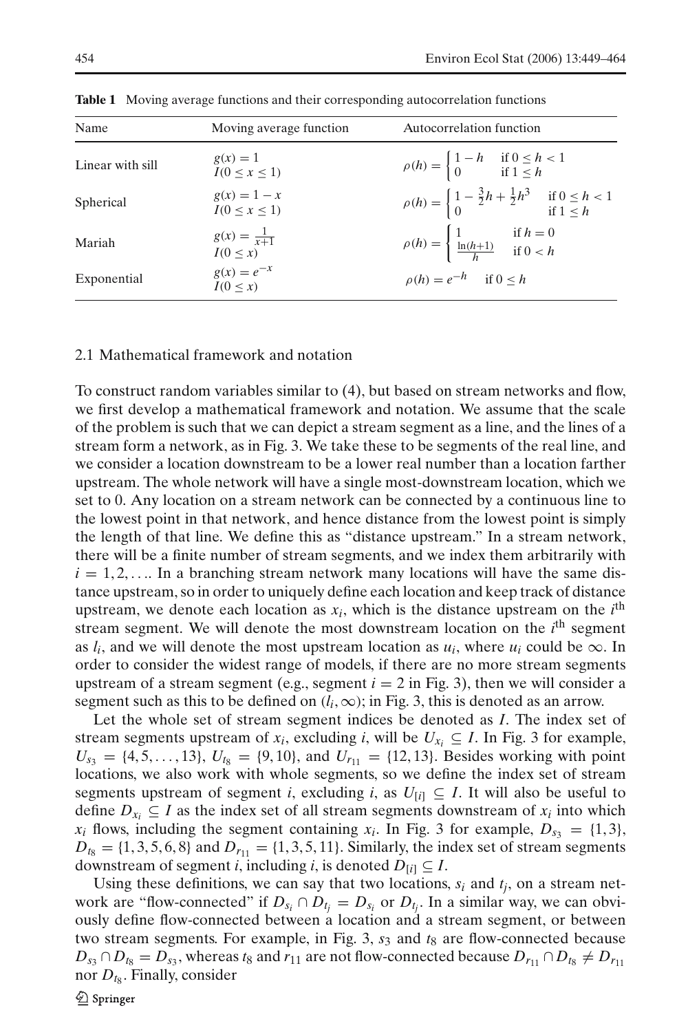**Table 1** Moving average functions and their corresponding autocorrelation functions

| Name | Moving average function | Autocorrelation function |
|---|---|---|
| Linear with sill | $g(x) = 1$ <br> $I(0 \le x \le 1)$ | $\rho(h) = \begin{cases} 1 - h & \text{if } 0 \le h < 1 \\ 0 & \text{if } 1 \le h \end{cases}$ |
| Spherical | $g(x) = 1 - x$ <br> $I(0 \le x \le 1)$ | $\rho(h) = \begin{cases} 1 - \frac{3}{2}h + \frac{1}{2}h^3 & \text{if } 0 \le h < 1 \\ 0 & \text{if } 1 \le h \end{cases}$ |
| Mariah | $g(x) = \frac{1}{x+1}$ <br> $I(0 \le x)$ | $\rho(h) = \begin{cases} 1 & \text{if } h = 0 \\ \frac{\ln(h+1)}{h} & \text{if } 0 < h \end{cases}$ |
| Exponential | $g(x) = e^{-x}$ <br> $I(0 \le x)$ | $\rho(h) = e^{-h} \quad \text{if } 0 \le h$ |

### 2.1 Mathematical framework and notation

To construct random variables similar to (4), but based on stream networks and flow, we first develop a mathematical framework and notation. We assume that the scale of the problem is such that we can depict a stream segment as a line, and the lines of a stream form a network, as in Fig. 3. We take these to be segments of the real line, and we consider a location downstream to be a lower real number than a location farther upstream. The whole network will have a single most-downstream location, which we set to 0. Any location on a stream network can be connected by a continuous line to the lowest point in that network, and hence distance from the lowest point is simply the length of that line. We define this as "distance upstream." In a stream network, there will be a finite number of stream segments, and we index them arbitrarily with $i = 1, 2, \ldots$. In a branching stream network many locations will have the same distance upstream, so in order to uniquely define each location and keep track of distance upstream, we denote each location as $x_i$, which is the distance upstream on the $i^{\text{th}}$ stream segment. We will denote the most downstream location on the $i^{\text{th}}$ segment as $l_i$, and we will denote the most upstream location as $u_i$, where $u_i$ could be $\infty$. In order to consider the widest range of models, if there are no more stream segments upstream of a stream segment (e.g., segment $i = 2$ in Fig. 3), then we will consider a segment such as this to be defined on $(l_i, \infty)$; in Fig. 3, this is denoted as an arrow.

Let the whole set of stream segment indices be denoted as $I$. The index set of stream segments upstream of $x_i$, excluding $i$, will be $U_{x_i} \subseteq I$. In Fig. 3 for example, $U_{s_3} = \{4, 5, \ldots, 13\}$, $U_{t_8} = \{9, 10\}$, and $U_{r_{11}} = \{12, 13\}$. Besides working with point locations, we also work with whole segments, so we define the index set of stream segments upstream of segment $i$, excluding $i$, as $U_{[i]} \subseteq I$. It will also be useful to define $D_{x_i} \subseteq I$ as the index set of all stream segments downstream of $x_i$ into which $x_i$ flows, including the segment containing $x_i$. In Fig. 3 for example, $D_{s_3} = \{1, 3\}$, $D_{t_8} = \{1, 3, 5, 6, 8\}$ and $D_{r_{11}} = \{1, 3, 5, 11\}$. Similarly, the index set of stream segments downstream of segment $i$, including $i$, is denoted $D_{[i]} \subseteq I$.

Using these definitions, we can say that two locations, $s_i$ and $t_j$, on a stream network are "flow-connected" if $D_{s_i} \cap D_{t_j} = D_{s_i}$ or $D_{t_j}$. In a similar way, we can obviously define flow-connected between a location and a stream segment, or between two stream segments. For example, in Fig. 3, $s_3$ and $t_8$ are flow-connected because $D_{s_3} \cap D_{t_8} = D_{s_3}$, whereas $t_8$ and $r_{11}$ are not flow-connected because $D_{r_{11}} \cap D_{t_8} \neq D_{r_{11}}$ nor $D_{t_8}$. Finally, consider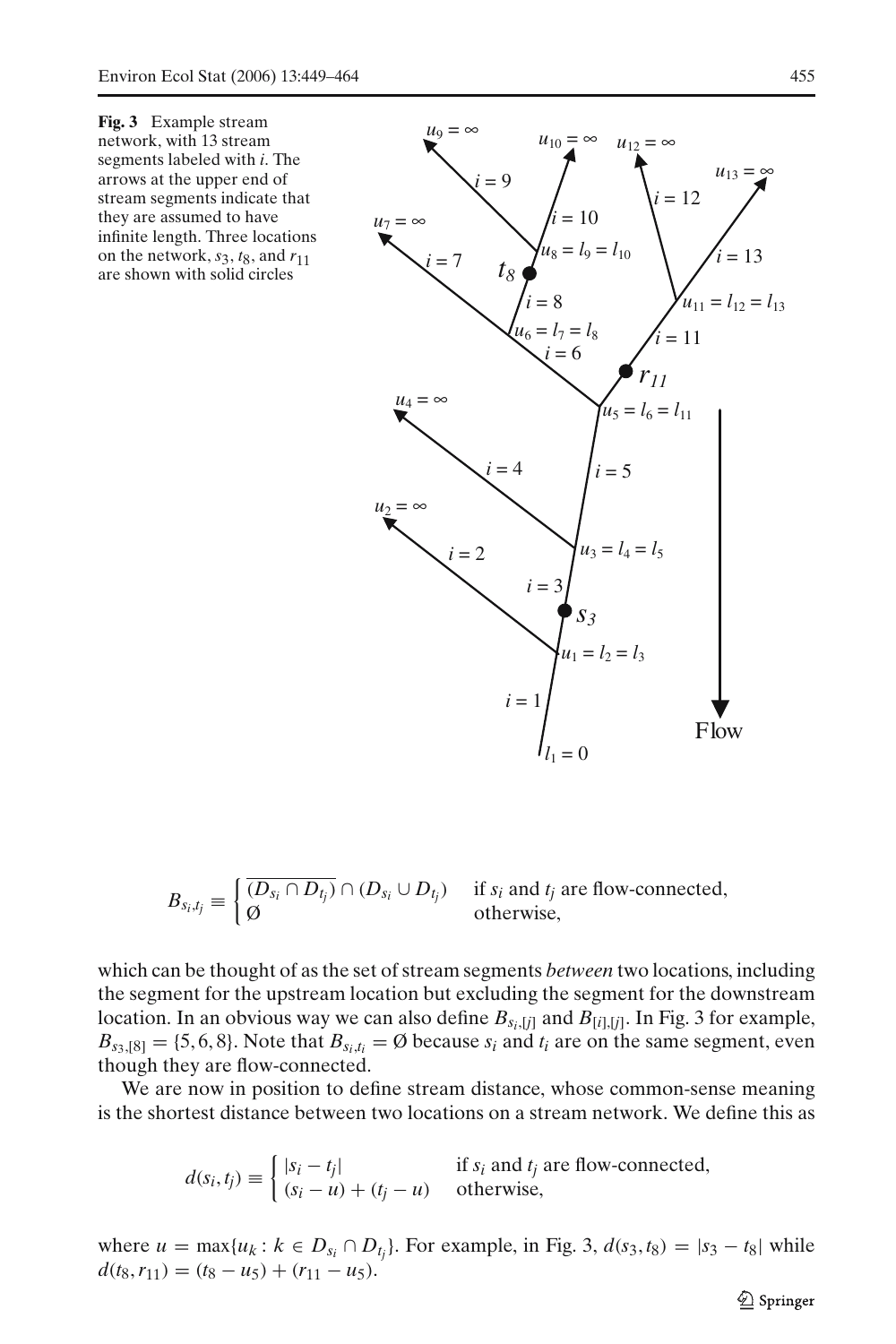**Fig. 3** Example stream network, with 13 stream segments labeled with $i$. The arrows at the upper end of stream segments indicate that they are assumed to have infinite length. Three locations on the network, $s_3$, $t_8$, and $r_{11}$ are shown with solid circles

$$B_{s_i,t_j} \equiv \begin{cases} \overline{(D_{s_i} \cap D_{t_j})} \cap (D_{s_i} \cup D_{t_j}) & \text{if } s_i \text{ and } t_j \text{ are flow-connected,} \\ \emptyset & \text{otherwise,} \end{cases}$$

which can be thought of as the set of stream segments *between* two locations, including the segment for the upstream location but excluding the segment for the downstream location. In an obvious way we can also define $B_{s_i,[j]}$ and $B_{[i],[j]}$. In Fig. 3 for example, $B_{s_3,[8]} = \{5, 6, 8\}$. Note that $B_{s_i,t_i} = \emptyset$ because $s_i$ and $t_i$ are on the same segment, even though they are flow-connected.

We are now in position to define stream distance, whose common-sense meaning is the shortest distance between two locations on a stream network. We define this as

$$d(s_i, t_j) \equiv \begin{cases} |s_i - t_j| & \text{if } s_i \text{ and } t_j \text{ are flow-connected,} \\ (s_i - u) + (t_j - u) & \text{otherwise,} \end{cases}$$

where $u = \max\{u_k : k \in D_{s_i} \cap D_{t_j}\}$. For example, in Fig. 3, $d(s_3, t_8) = |s_3 - t_8|$ while $d(t_8, r_{11}) = (t_8 - u_5) + (r_{11} - u_5)$.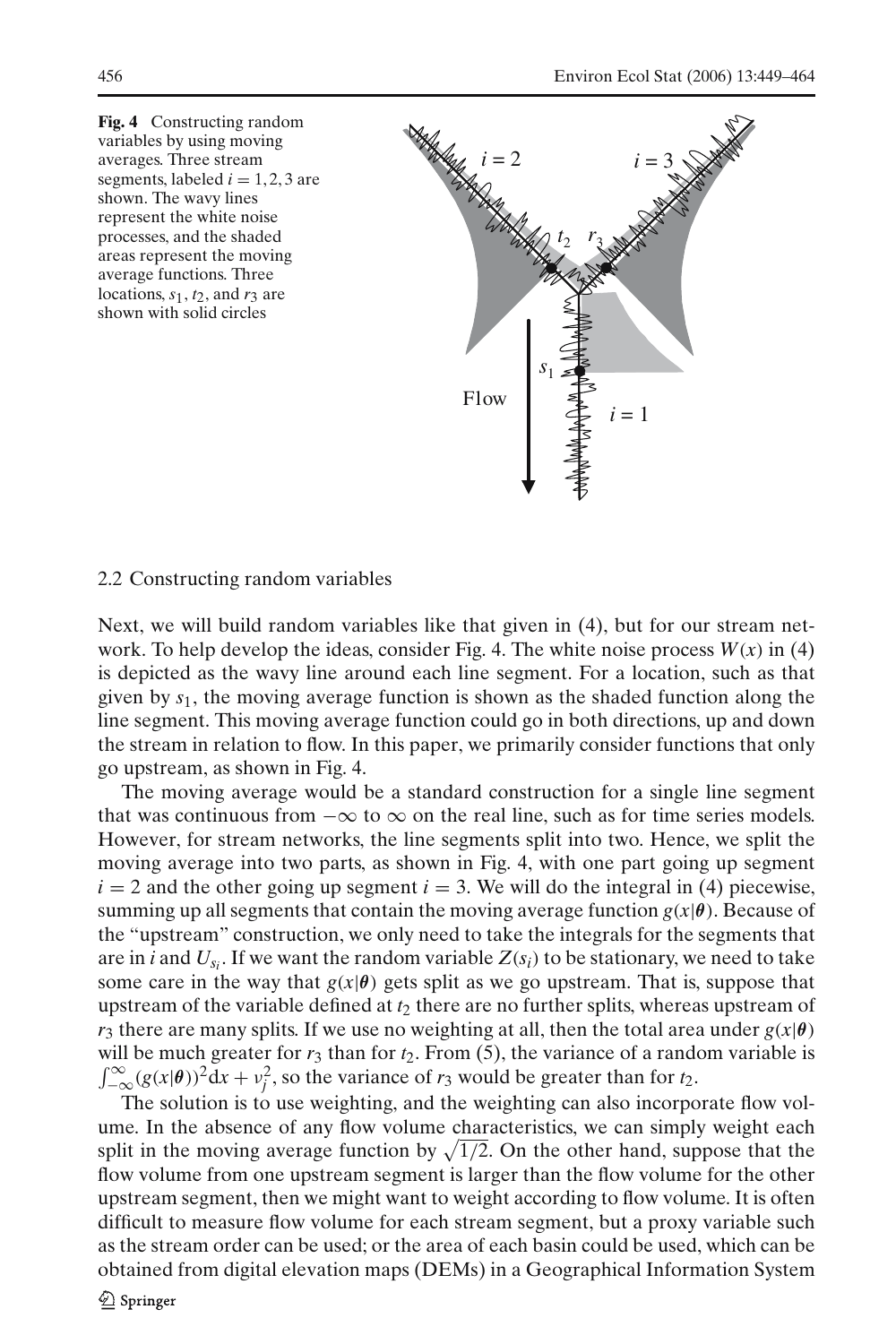**Fig. 4** Constructing random variables by using moving averages. Three stream segments, labeled $i = 1, 2, 3$ are shown. The wavy lines represent the white noise processes, and the shaded areas represent the moving average functions. Three locations, $s_1$, $t_2$, and $r_3$ are shown with solid circles

### 2.2 Constructing random variables

Next, we will build random variables like that given in (4), but for our stream network. To help develop the ideas, consider Fig. 4. The white noise process $W(x)$ in (4) is depicted as the wavy line around each line segment. For a location, such as that given by $s_1$, the moving average function is shown as the shaded function along the line segment. This moving average function could go in both directions, up and down the stream in relation to flow. In this paper, we primarily consider functions that only go upstream, as shown in Fig. 4.

The moving average would be a standard construction for a single line segment that was continuous from $-\infty$ to $\infty$ on the real line, such as for time series models. However, for stream networks, the line segments split into two. Hence, we split the moving average into two parts, as shown in Fig. 4, with one part going up segment $i = 2$ and the other going up segment $i = 3$. We will do the integral in (4) piecewise, summing up all segments that contain the moving average function $g(x|\boldsymbol{\theta})$. Because of the "upstream" construction, we only need to take the integrals for the segments that are in $i$ and $U_{s_i}$. If we want the random variable $Z(s_i)$ to be stationary, we need to take some care in the way that $g(x|\boldsymbol{\theta})$ gets split as we go upstream. That is, suppose that upstream of the variable defined at $t_2$ there are no further splits, whereas upstream of $r_3$ there are many splits. If we use no weighting at all, then the total area under $g(x|\boldsymbol{\theta})$ will be much greater for $r_3$ than for $t_2$. From (5), the variance of a random variable is $\int_{-\infty}^{\infty}(g(x|\boldsymbol{\theta}))^2\mathrm{d}x + v_j^2$, so the variance of $r_3$ would be greater than for $t_2$.

The solution is to use weighting, and the weighting can also incorporate flow volume. In the absence of any flow volume characteristics, we can simply weight each split in the moving average function by $\sqrt{1/2}$. On the other hand, suppose that the flow volume from one upstream segment is larger than the flow volume for the other upstream segment, then we might want to weight according to flow volume. It is often difficult to measure flow volume for each stream segment, but a proxy variable such as the stream order can be used; or the area of each basin could be used, which can be obtained from digital elevation maps (DEMs) in a Geographical Information System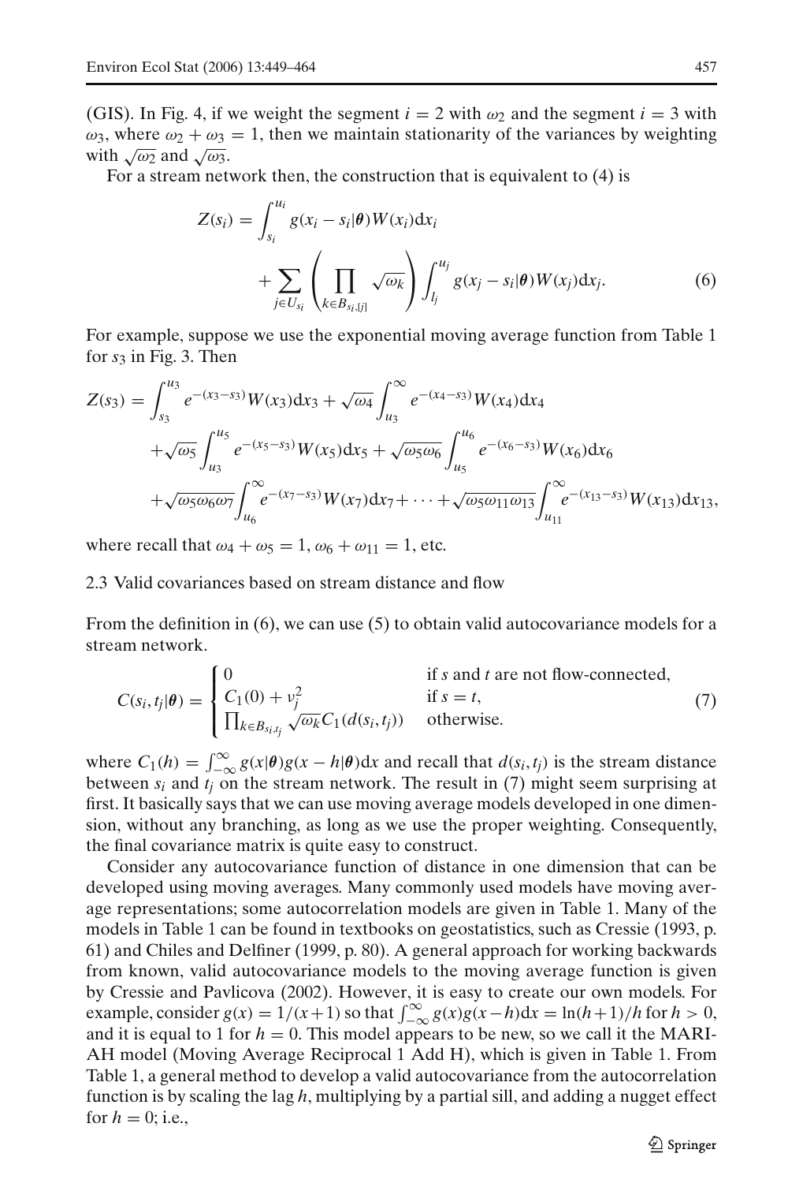(GIS). In Fig. 4, if we weight the segment $i = 2$ with $\omega_2$ and the segment $i = 3$ with $\omega_3$, where $\omega_2 + \omega_3 = 1$, then we maintain stationarity of the variances by weighting with $\sqrt{\omega_2}$ and $\sqrt{\omega_3}$.

For a stream network then, the construction that is equivalent to (4) is

$$Z(s_i) = \int_{s_i}^{u_i} g(x_i - s_i|\boldsymbol{\theta})W(x_i)\mathrm{d}x_i + \sum_{j \in U_{s_i}} \left( \prod_{k \in B_{s_i,[j]}} \sqrt{\omega_k} \right) \int_{l_j}^{u_j} g(x_j - s_i|\boldsymbol{\theta})W(x_j)\mathrm{d}x_j. \tag{6}$$

For example, suppose we use the exponential moving average function from Table 1 for $s_3$ in Fig. 3. Then

$$\begin{aligned}
Z(s_3) = &\int_{s_3}^{u_3} e^{-(x_3-s_3)}W(x_3)\mathrm{d}x_3 + \sqrt{\omega_4}\int_{u_3}^{\infty} e^{-(x_4-s_3)}W(x_4)\mathrm{d}x_4 \\
&+ \sqrt{\omega_5}\int_{u_3}^{u_5} e^{-(x_5-s_3)}W(x_5)\mathrm{d}x_5 + \sqrt{\omega_5\omega_6}\int_{u_5}^{u_6} e^{-(x_6-s_3)}W(x_6)\mathrm{d}x_6 \\
&+ \sqrt{\omega_5\omega_6\omega_7}\int_{u_6}^{\infty} e^{-(x_7-s_3)}W(x_7)\mathrm{d}x_7 + \cdots + \sqrt{\omega_5\omega_{11}\omega_{13}}\int_{u_{11}}^{\infty} e^{-(x_{13}-s_3)}W(x_{13})\mathrm{d}x_{13},
\end{aligned}$$

where recall that $\omega_4 + \omega_5 = 1$, $\omega_6 + \omega_{11} = 1$, etc.

### 2.3 Valid covariances based on stream distance and flow

From the definition in (6), we can use (5) to obtain valid autocovariance models for a stream network.

$$C(s_i, t_j|\boldsymbol{\theta}) = \begin{cases} 0 & \text{if } s \text{ and } t \text{ are not flow-connected,} \\ C_1(0) + \nu_j^2 & \text{if } s = t, \\ \prod_{k \in B_{s_i,t_j}} \sqrt{\omega_k} C_1(d(s_i, t_j)) & \text{otherwise.} \end{cases} \tag{7}$$

where $C_1(h) = \int_{-\infty}^{\infty} g(x|\boldsymbol{\theta})g(x-h|\boldsymbol{\theta})\mathrm{d}x$ and recall that $d(s_i, t_j)$ is the stream distance between $s_i$ and $t_j$ on the stream network. The result in (7) might seem surprising at first. It basically says that we can use moving average models developed in one dimension, without any branching, as long as we use the proper weighting. Consequently, the final covariance matrix is quite easy to construct.

Consider any autocovariance function of distance in one dimension that can be developed using moving averages. Many commonly used models have moving average representations; some autocorrelation models are given in Table 1. Many of the models in Table 1 can be found in textbooks on geostatistics, such as Cressie (1993, p. 61) and Chiles and Delfiner (1999, p. 80). A general approach for working backwards from known, valid autocovariance models to the moving average function is given by Cressie and Pavlicova (2002). However, it is easy to create our own models. For example, consider $g(x) = 1/(x+1)$ so that $\int_{-\infty}^{\infty} g(x)g(x-h)\mathrm{d}x = \ln(h+1)/h$ for $h > 0$, and it is equal to 1 for $h = 0$. This model appears to be new, so we call it the MARIAH model (Moving Average Reciprocal 1 Add H), which is given in Table 1. From Table 1, a general method to develop a valid autocovariance from the autocorrelation function is by scaling the lag $h$, multiplying by a partial sill, and adding a nugget effect for $h = 0$; i.e.,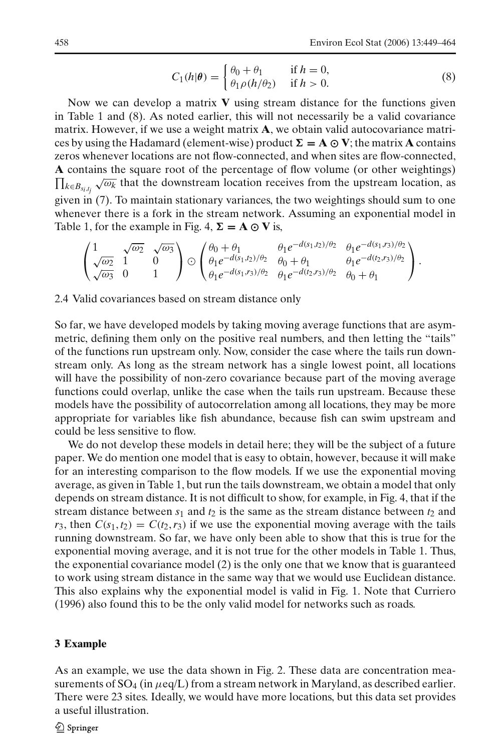$$C_1(h|\boldsymbol{\theta}) = \begin{cases} \theta_0 + \theta_1 & \text{if } h = 0, \\ \theta_1 \rho(h/\theta_2) & \text{if } h > 0. \end{cases} \tag{8}$$

Now we can develop a matrix $\mathbf{V}$ using stream distance for the functions given in Table 1 and (8). As noted earlier, this will not necessarily be a valid covariance matrix. However, if we use a weight matrix $\mathbf{A}$, we obtain valid autocovariance matrices by using the Hadamard (element-wise) product $\boldsymbol{\Sigma} = \mathbf{A} \odot \mathbf{V}$; the matrix $\mathbf{A}$ contains zeros whenever locations are not flow-connected, and when sites are flow-connected, $\mathbf{A}$ contains the square root of the percentage of flow volume (or other weightings) $\prod_{k \in B_{s_i,t_j}} \sqrt{\omega_k}$ that the downstream location receives from the upstream location, as given in (7). To maintain stationary variances, the two weightings should sum to one whenever there is a fork in the stream network. Assuming an exponential model in Table 1, for the example in Fig. 4, $\boldsymbol{\Sigma} = \mathbf{A} \odot \mathbf{V}$ is,

$$\begin{pmatrix} 1 & \sqrt{\omega_2} & \sqrt{\omega_3} \\ \sqrt{\omega_2} & 1 & 0 \\ \sqrt{\omega_3} & 0 & 1 \end{pmatrix} \odot \begin{pmatrix} \theta_0 + \theta_1 & \theta_1 e^{-d(s_1,t_2)/\theta_2} & \theta_1 e^{-d(s_1,r_3)/\theta_2} \\ \theta_1 e^{-d(s_1,t_2)/\theta_2} & \theta_0 + \theta_1 & \theta_1 e^{-d(t_2,r_3)/\theta_2} \\ \theta_1 e^{-d(s_1,r_3)/\theta_2} & \theta_1 e^{-d(t_2,r_3)/\theta_2} & \theta_0 + \theta_1 \end{pmatrix}.$$

### 2.4 Valid covariances based on stream distance only

So far, we have developed models by taking moving average functions that are asymmetric, defining them only on the positive real numbers, and then letting the "tails" of the functions run upstream only. Now, consider the case where the tails run downstream only. As long as the stream network has a single lowest point, all locations will have the possibility of non-zero covariance because part of the moving average functions could overlap, unlike the case when the tails run upstream. Because these models have the possibility of autocorrelation among all locations, they may be more appropriate for variables like fish abundance, because fish can swim upstream and could be less sensitive to flow.

We do not develop these models in detail here; they will be the subject of a future paper. We do mention one model that is easy to obtain, however, because it will make for an interesting comparison to the flow models. If we use the exponential moving average, as given in Table 1, but run the tails downstream, we obtain a model that only depends on stream distance. It is not difficult to show, for example, in Fig. 4, that if the stream distance between $s_1$ and $t_2$ is the same as the stream distance between $t_2$ and $r_3$, then $C(s_1, t_2) = C(t_2, r_3)$ if we use the exponential moving average with the tails running downstream. So far, we have only been able to show that this is true for the exponential moving average, and it is not true for the other models in Table 1. Thus, the exponential covariance model (2) is the only one that we know that is guaranteed to work using stream distance in the same way that we would use Euclidean distance. This also explains why the exponential model is valid in Fig. 1. Note that Curriero (1996) also found this to be the only valid model for networks such as roads.

## 3 Example

As an example, we use the data shown in Fig. 2. These data are concentration measurements of $SO_4$ (in $\mu$eq/L) from a stream network in Maryland, as described earlier. There were 23 sites. Ideally, we would have more locations, but this data set provides a useful illustration.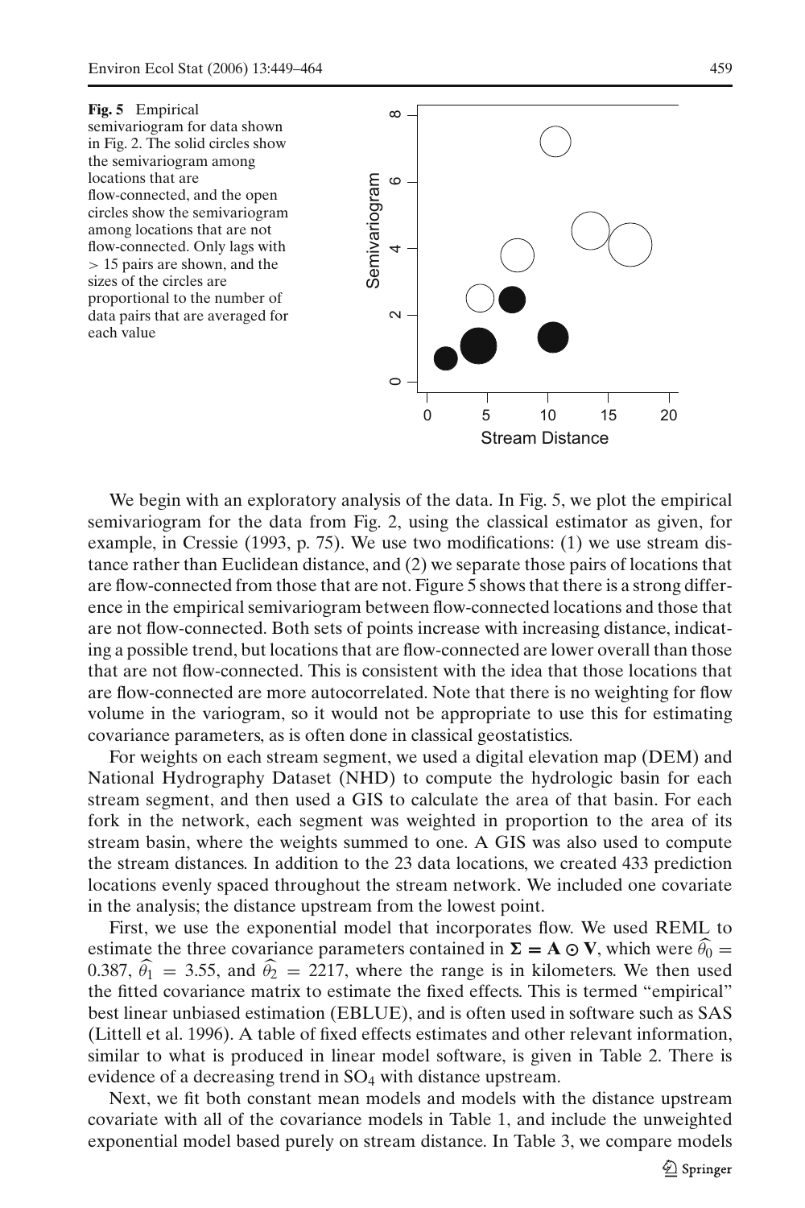**Fig. 5** Empirical semivariogram for data shown in Fig. 2. The solid circles show the semivariogram among locations that are flow-connected, and the open circles show the semivariogram among locations that are not flow-connected. Only lags with > 15 pairs are shown, and the sizes of the circles are proportional to the number of data pairs that are averaged for each value

We begin with an exploratory analysis of the data. In Fig. 5, we plot the empirical semivariogram for the data from Fig. 2, using the classical estimator as given, for example, in Cressie (1993, p. 75). We use two modifications: (1) we use stream distance rather than Euclidean distance, and (2) we separate those pairs of locations that are flow-connected from those that are not. Figure 5 shows that there is a strong difference in the empirical semivariogram between flow-connected locations and those that are not flow-connected. Both sets of points increase with increasing distance, indicating a possible trend, but locations that are flow-connected are lower overall than those that are not flow-connected. This is consistent with the idea that those locations that are flow-connected are more autocorrelated. Note that there is no weighting for flow volume in the variogram, so it would not be appropriate to use this for estimating covariance parameters, as is often done in classical geostatistics.

For weights on each stream segment, we used a digital elevation map (DEM) and National Hydrography Dataset (NHD) to compute the hydrologic basin for each stream segment, and then used a GIS to calculate the area of that basin. For each fork in the network, each segment was weighted in proportion to the area of its stream basin, where the weights summed to one. A GIS was also used to compute the stream distances. In addition to the 23 data locations, we created 433 prediction locations evenly spaced throughout the stream network. We included one covariate in the analysis; the distance upstream from the lowest point.

First, we use the exponential model that incorporates flow. We used REML to estimate the three covariance parameters contained in $\mathbf{\Sigma} = \mathbf{A} \odot \mathbf{V}$, which were $\widehat{\theta_0} = 0.387$, $\widehat{\theta_1} = 3.55$, and $\widehat{\theta_2} = 2217$, where the range is in kilometers. We then used the fitted covariance matrix to estimate the fixed effects. This is termed "empirical" best linear unbiased estimation (EBLUE), and is often used in software such as SAS (Littell et al. 1996). A table of fixed effects estimates and other relevant information, similar to what is produced in linear model software, is given in Table 2. There is evidence of a decreasing trend in $SO_4$ with distance upstream.

Next, we fit both constant mean models and models with the distance upstream covariate with all of the covariance models in Table 1, and include the unweighted exponential model based purely on stream distance. In Table 3, we compare models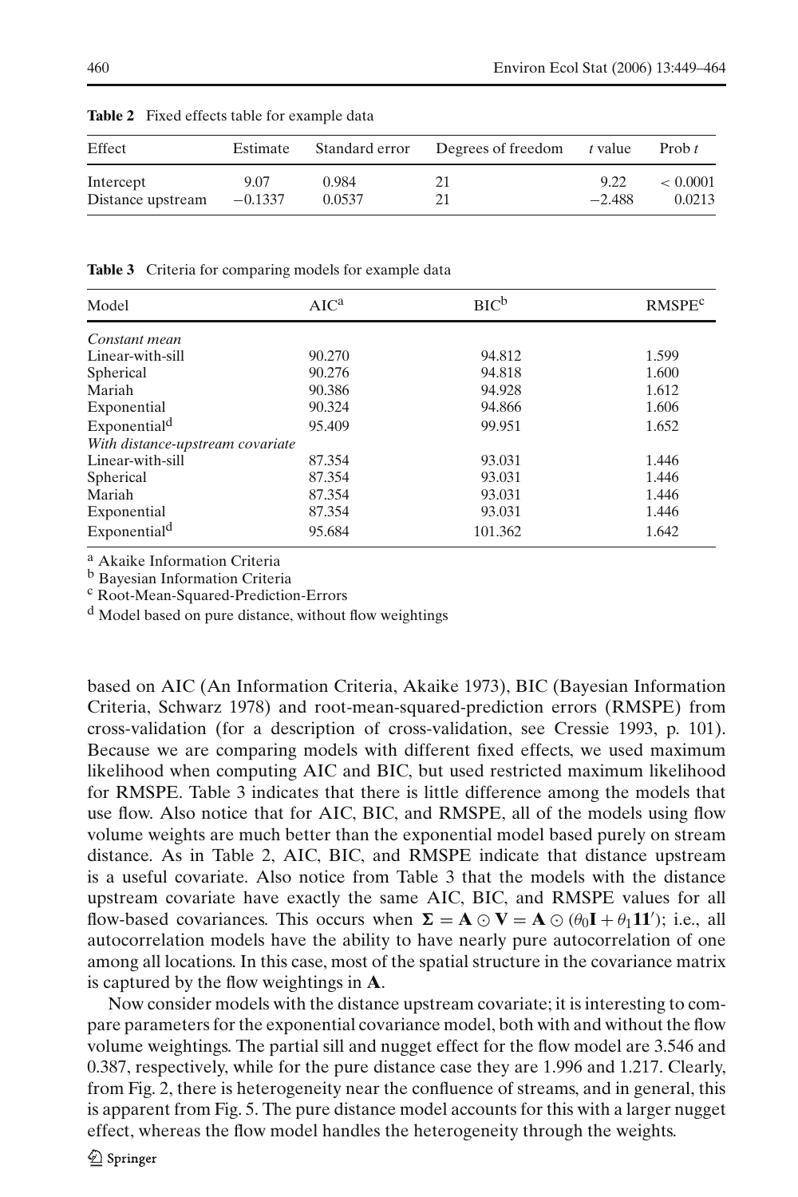**Table 2** Fixed effects table for example data

| Effect | Estimate | Standard error | Degrees of freedom | $t$ value | Prob $t$ |
|---|---|---|---|---|---|
| Intercept | 9.07 | 0.984 | 21 | 9.22 | $< 0.0001$ |
| Distance upstream | $-0.1337$ | 0.0537 | 21 | $-2.488$ | 0.0213 |

**Table 3** Criteria for comparing models for example data

| Model | AIC[a] | BIC[b] | RMSPE[c] |
|---|---|---|---|
| *Constant mean* | | | |
| Linear-with-sill | 90.270 | 94.812 | 1.599 |
| Spherical | 90.276 | 94.818 | 1.600 |
| Mariah | 90.386 | 94.928 | 1.612 |
| Exponential | 90.324 | 94.866 | 1.606 |
| Exponential[d] | 95.409 | 99.951 | 1.652 |
| *With distance-upstream covariate* | | | |
| Linear-with-sill | 87.354 | 93.031 | 1.446 |
| Spherical | 87.354 | 93.031 | 1.446 |
| Mariah | 87.354 | 93.031 | 1.446 |
| Exponential | 87.354 | 93.031 | 1.446 |
| Exponential[d] | 95.684 | 101.362 | 1.642 |

[a] Akaike Information Criteria
[b] Bayesian Information Criteria
[c] Root-Mean-Squared-Prediction-Errors
[d] Model based on pure distance, without flow weightings

based on AIC (An Information Criteria, Akaike 1973), BIC (Bayesian Information Criteria, Schwarz 1978) and root-mean-squared-prediction errors (RMSPE) from cross-validation (for a description of cross-validation, see Cressie 1993, p. 101). Because we are comparing models with different fixed effects, we used maximum likelihood when computing AIC and BIC, but used restricted maximum likelihood for RMSPE. Table 3 indicates that there is little difference among the models that use flow. Also notice that for AIC, BIC, and RMSPE, all of the models using flow volume weights are much better than the exponential model based purely on stream distance. As in Table 2, AIC, BIC, and RMSPE indicate that distance upstream is a useful covariate. Also notice from Table 3 that the models with the distance upstream covariate have exactly the same AIC, BIC, and RMSPE values for all flow-based covariances. This occurs when $\mathbf{\Sigma} = \mathbf{A} \odot \mathbf{V} = \mathbf{A} \odot (\theta_0 \mathbf{I} + \theta_1 \mathbf{1}\mathbf{1}')$; i.e., all autocorrelation models have the ability to have nearly pure autocorrelation of one among all locations. In this case, most of the spatial structure in the covariance matrix is captured by the flow weightings in $\mathbf{A}$.

Now consider models with the distance upstream covariate; it is interesting to compare parameters for the exponential covariance model, both with and without the flow volume weightings. The partial sill and nugget effect for the flow model are 3.546 and 0.387, respectively, while for the pure distance case they are 1.996 and 1.217. Clearly, from Fig. 2, there is heterogeneity near the confluence of streams, and in general, this is apparent from Fig. 5. The pure distance model accounts for this with a larger nugget effect, whereas the flow model handles the heterogeneity through the weights.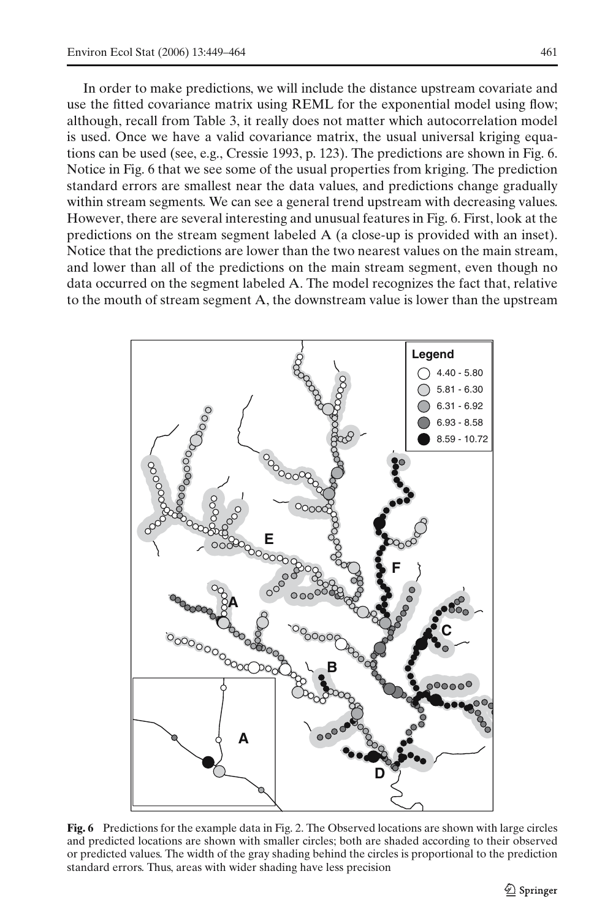In order to make predictions, we will include the distance upstream covariate and use the fitted covariance matrix using REML for the exponential model using flow; although, recall from Table 3, it really does not matter which autocorrelation model is used. Once we have a valid covariance matrix, the usual universal kriging equations can be used (see, e.g., Cressie 1993, p. 123). The predictions are shown in Fig. 6. Notice in Fig. 6 that we see some of the usual properties from kriging. The prediction standard errors are smallest near the data values, and predictions change gradually within stream segments. We can see a general trend upstream with decreasing values. However, there are several interesting and unusual features in Fig. 6. First, look at the predictions on the stream segment labeled A (a close-up is provided with an inset). Notice that the predictions are lower than the two nearest values on the main stream, and lower than all of the predictions on the main stream segment, even though no data occurred on the segment labeled A. The model recognizes the fact that, relative to the mouth of stream segment A, the downstream value is lower than the upstream

**Fig. 6** Predictions for the example data in Fig. 2. The Observed locations are shown with large circles and predicted locations are shown with smaller circles; both are shaded according to their observed or predicted values. The width of the gray shading behind the circles is proportional to the prediction standard errors. Thus, areas with wider shading have less precision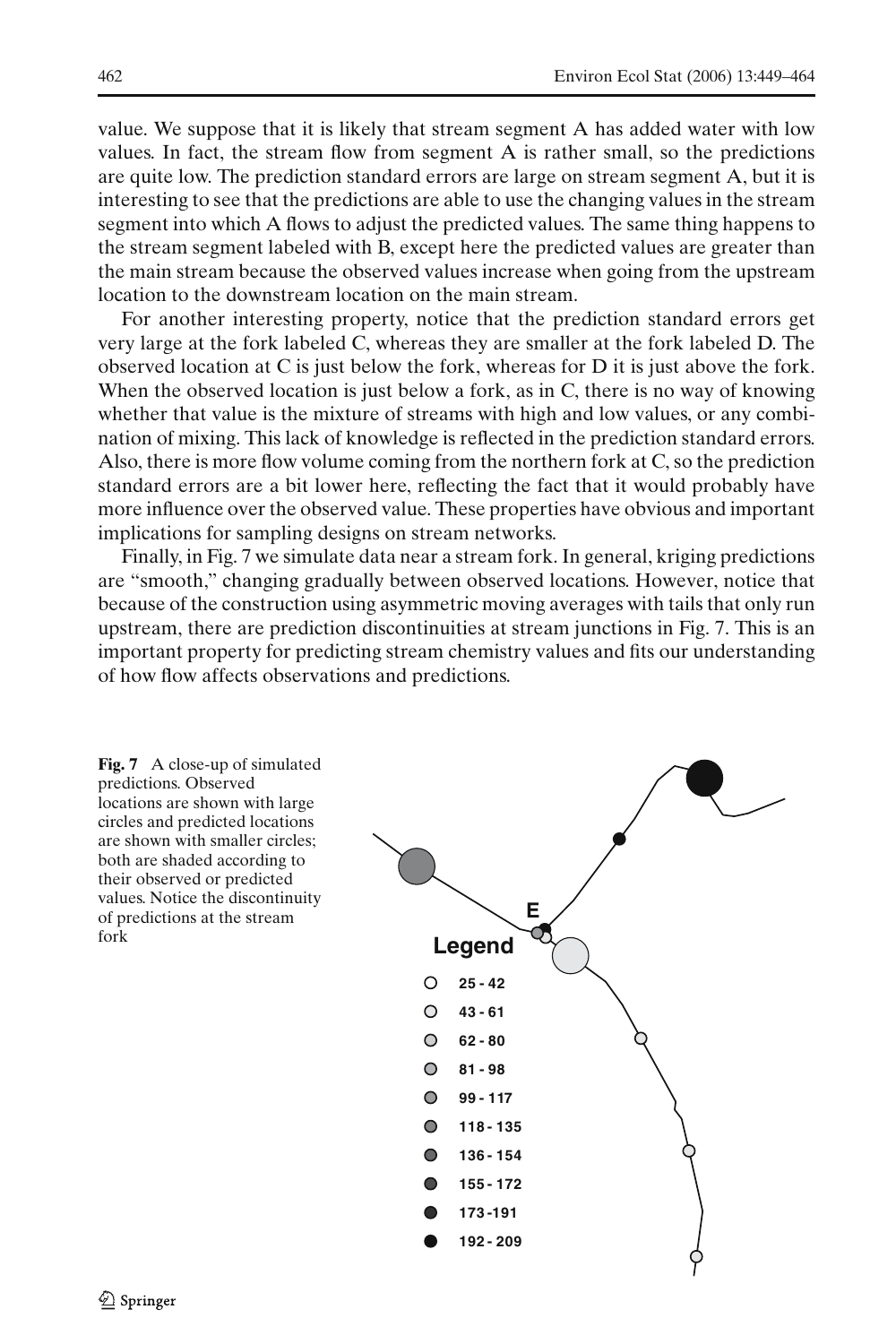value. We suppose that it is likely that stream segment A has added water with low values. In fact, the stream flow from segment A is rather small, so the predictions are quite low. The prediction standard errors are large on stream segment A, but it is interesting to see that the predictions are able to use the changing values in the stream segment into which A flows to adjust the predicted values. The same thing happens to the stream segment labeled with B, except here the predicted values are greater than the main stream because the observed values increase when going from the upstream location to the downstream location on the main stream.

For another interesting property, notice that the prediction standard errors get very large at the fork labeled C, whereas they are smaller at the fork labeled D. The observed location at C is just below the fork, whereas for D it is just above the fork. When the observed location is just below a fork, as in C, there is no way of knowing whether that value is the mixture of streams with high and low values, or any combination of mixing. This lack of knowledge is reflected in the prediction standard errors. Also, there is more flow volume coming from the northern fork at C, so the prediction standard errors are a bit lower here, reflecting the fact that it would probably have more influence over the observed value. These properties have obvious and important implications for sampling designs on stream networks.

Finally, in Fig. 7 we simulate data near a stream fork. In general, kriging predictions are "smooth," changing gradually between observed locations. However, notice that because of the construction using asymmetric moving averages with tails that only run upstream, there are prediction discontinuities at stream junctions in Fig. 7. This is an important property for predicting stream chemistry values and fits our understanding of how flow affects observations and predictions.

E

Legend

- 25 - 42
- 43 - 61
- 62 - 80
- 81 - 98
- 99 - 117
- 118 - 135
- 136 - 154
- 155 - 172
- 173 -191
- 192 - 209

**Fig. 7** A close-up of simulated predictions. Observed locations are shown with large circles and predicted locations are shown with smaller circles; both are shaded according to their observed or predicted values. Notice the discontinuity of predictions at the stream fork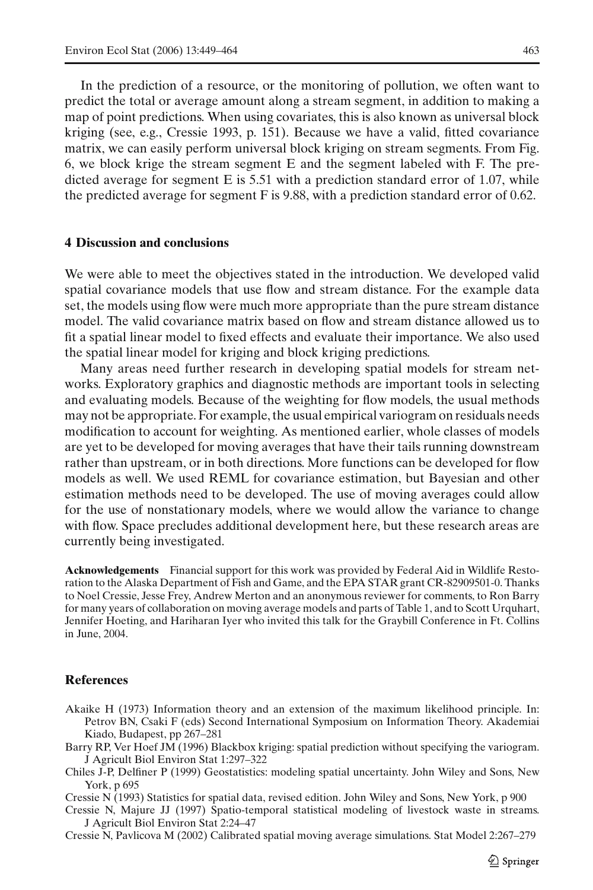In the prediction of a resource, or the monitoring of pollution, we often want to predict the total or average amount along a stream segment, in addition to making a map of point predictions. When using covariates, this is also known as universal block kriging (see, e.g., Cressie 1993, p. 151). Because we have a valid, fitted covariance matrix, we can easily perform universal block kriging on stream segments. From Fig. 6, we block krige the stream segment E and the segment labeled with F. The predicted average for segment E is 5.51 with a prediction standard error of 1.07, while the predicted average for segment F is 9.88, with a prediction standard error of 0.62.

## 4 Discussion and conclusions

We were able to meet the objectives stated in the introduction. We developed valid spatial covariance models that use flow and stream distance. For the example data set, the models using flow were much more appropriate than the pure stream distance model. The valid covariance matrix based on flow and stream distance allowed us to fit a spatial linear model to fixed effects and evaluate their importance. We also used the spatial linear model for kriging and block kriging predictions.

Many areas need further research in developing spatial models for stream networks. Exploratory graphics and diagnostic methods are important tools in selecting and evaluating models. Because of the weighting for flow models, the usual methods may not be appropriate. For example, the usual empirical variogram on residuals needs modification to account for weighting. As mentioned earlier, whole classes of models are yet to be developed for moving averages that have their tails running downstream rather than upstream, or in both directions. More functions can be developed for flow models as well. We used REML for covariance estimation, but Bayesian and other estimation methods need to be developed. The use of moving averages could allow for the use of nonstationary models, where we would allow the variance to change with flow. Space precludes additional development here, but these research areas are currently being investigated.

**Acknowledgements** Financial support for this work was provided by Federal Aid in Wildlife Restoration to the Alaska Department of Fish and Game, and the EPA STAR grant CR-82909501-0. Thanks to Noel Cressie, Jesse Frey, Andrew Merton and an anonymous reviewer for comments, to Ron Barry for many years of collaboration on moving average models and parts of Table 1, and to Scott Urquhart, Jennifer Hoeting, and Hariharan Iyer who invited this talk for the Graybill Conference in Ft. Collins in June, 2004.

## References

Akaike H (1973) Information theory and an extension of the maximum likelihood principle. In: Petrov BN, Csaki F (eds) Second International Symposium on Information Theory. Akademiai Kiado, Budapest, pp 267–281

Barry RP, Ver Hoef JM (1996) Blackbox kriging: spatial prediction without specifying the variogram. J Agricult Biol Environ Stat 1:297–322

Chiles J-P, Delfiner P (1999) Geostatistics: modeling spatial uncertainty. John Wiley and Sons, New York, p 695

Cressie N (1993) Statistics for spatial data, revised edition. John Wiley and Sons, New York, p 900

Cressie N, Majure JJ (1997) Spatio-temporal statistical modeling of livestock waste in streams. J Agricult Biol Environ Stat 2:24–47

Cressie N, Pavlicova M (2002) Calibrated spatial moving average simulations. Stat Model 2:267–279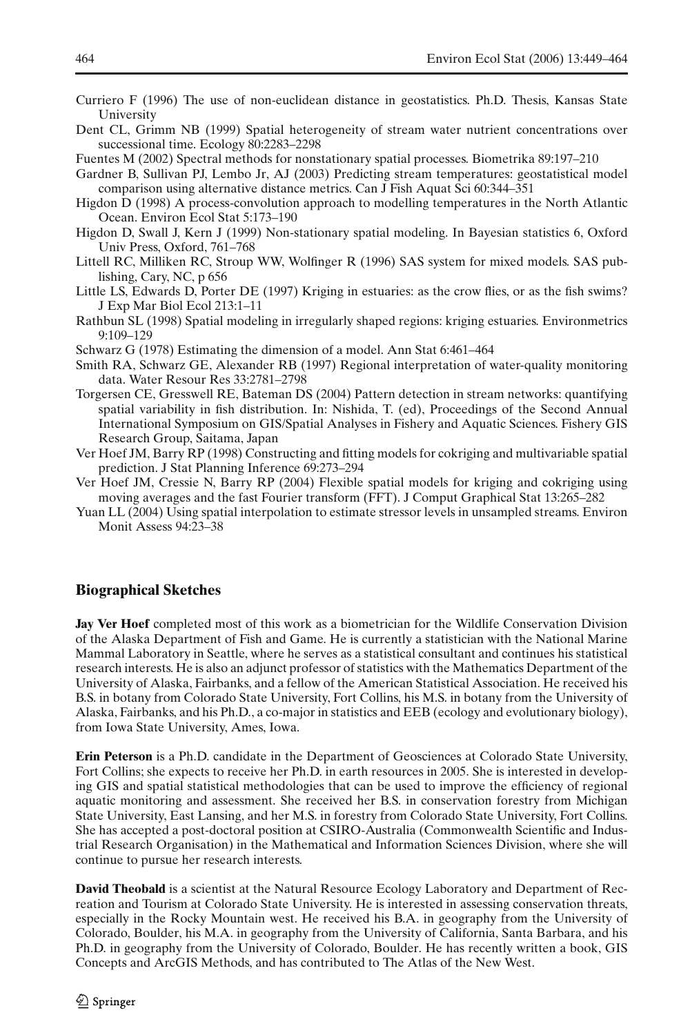Curriero F (1996) The use of non-euclidean distance in geostatistics. Ph.D. Thesis, Kansas State University

Dent CL, Grimm NB (1999) Spatial heterogeneity of stream water nutrient concentrations over successional time. Ecology 80:2283–2298

Fuentes M (2002) Spectral methods for nonstationary spatial processes. Biometrika 89:197–210

Gardner B, Sullivan PJ, Lembo Jr, AJ (2003) Predicting stream temperatures: geostatistical model comparison using alternative distance metrics. Can J Fish Aquat Sci 60:344–351

Higdon D (1998) A process-convolution approach to modelling temperatures in the North Atlantic Ocean. Environ Ecol Stat 5:173–190

Higdon D, Swall J, Kern J (1999) Non-stationary spatial modeling. In Bayesian statistics 6, Oxford Univ Press, Oxford, 761–768

Littell RC, Milliken RC, Stroup WW, Wolfinger R (1996) SAS system for mixed models. SAS publishing, Cary, NC, p 656

Little LS, Edwards D, Porter DE (1997) Kriging in estuaries: as the crow flies, or as the fish swims? J Exp Mar Biol Ecol 213:1–11

Rathbun SL (1998) Spatial modeling in irregularly shaped regions: kriging estuaries. Environmetrics 9:109–129

Schwarz G (1978) Estimating the dimension of a model. Ann Stat 6:461–464

Smith RA, Schwarz GE, Alexander RB (1997) Regional interpretation of water-quality monitoring data. Water Resour Res 33:2781–2798

Torgersen CE, Gresswell RE, Bateman DS (2004) Pattern detection in stream networks: quantifying spatial variability in fish distribution. In: Nishida, T. (ed), Proceedings of the Second Annual International Symposium on GIS/Spatial Analyses in Fishery and Aquatic Sciences. Fishery GIS Research Group, Saitama, Japan

Ver Hoef JM, Barry RP (1998) Constructing and fitting models for cokriging and multivariable spatial prediction. J Stat Planning Inference 69:273–294

Ver Hoef JM, Cressie N, Barry RP (2004) Flexible spatial models for kriging and cokriging using moving averages and the fast Fourier transform (FFT). J Comput Graphical Stat 13:265–282

Yuan LL (2004) Using spatial interpolation to estimate stressor levels in unsampled streams. Environ Monit Assess 94:23–38

## Biographical Sketches

**Jay Ver Hoef** completed most of this work as a biometrician for the Wildlife Conservation Division of the Alaska Department of Fish and Game. He is currently a statistician with the National Marine Mammal Laboratory in Seattle, where he serves as a statistical consultant and continues his statistical research interests. He is also an adjunct professor of statistics with the Mathematics Department of the University of Alaska, Fairbanks, and a fellow of the American Statistical Association. He received his B.S. in botany from Colorado State University, Fort Collins, his M.S. in botany from the University of Alaska, Fairbanks, and his Ph.D., a co-major in statistics and EEB (ecology and evolutionary biology), from Iowa State University, Ames, Iowa.

**Erin Peterson** is a Ph.D. candidate in the Department of Geosciences at Colorado State University, Fort Collins; she expects to receive her Ph.D. in earth resources in 2005. She is interested in developing GIS and spatial statistical methodologies that can be used to improve the efficiency of regional aquatic monitoring and assessment. She received her B.S. in conservation forestry from Michigan State University, East Lansing, and her M.S. in forestry from Colorado State University, Fort Collins. She has accepted a post-doctoral position at CSIRO-Australia (Commonwealth Scientific and Industrial Research Organisation) in the Mathematical and Information Sciences Division, where she will continue to pursue her research interests.

**David Theobald** is a scientist at the Natural Resource Ecology Laboratory and Department of Recreation and Tourism at Colorado State University. He is interested in assessing conservation threats, especially in the Rocky Mountain west. He received his B.A. in geography from the University of Colorado, Boulder, his M.A. in geography from the University of California, Santa Barbara, and his Ph.D. in geography from the University of Colorado, Boulder. He has recently written a book, GIS Concepts and ArcGIS Methods, and has contributed to The Atlas of the New West.